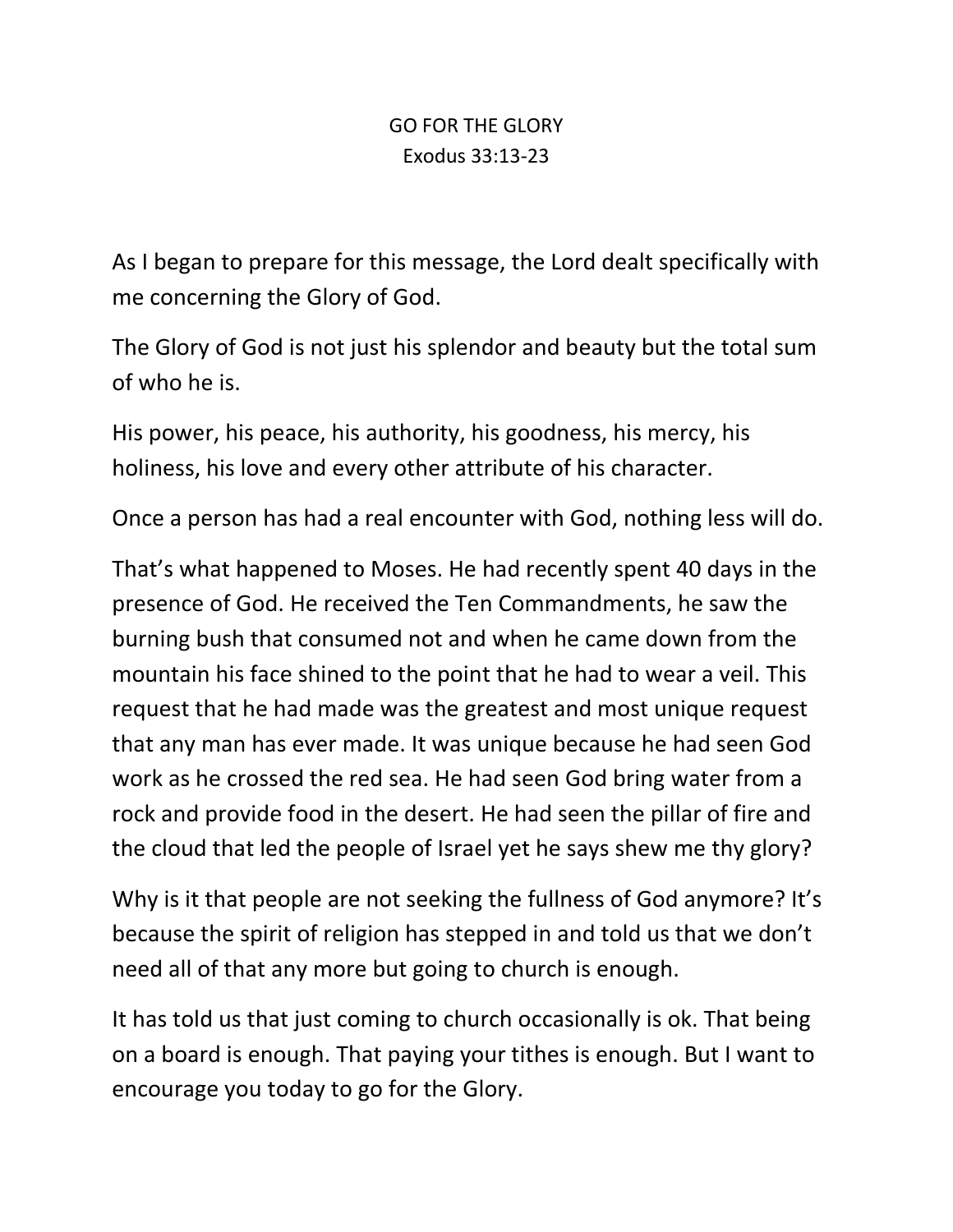# GO FOR THE GLORY

Exodus 33:13-23

As I began to prepare for this message, the Lord dealt specifically with me concerning the Glory of God.

The Glory of God is not just his splendor and beauty but the total sum of who he is.

His power, his peace, his authority, his goodness, his mercy, his holiness, his love and every other attribute of his character.

Once a person has had a real encounter with God, nothing less will do.

That's what happened to Moses. He had recently spent 40 days in the presence of God. He received the Ten Commandments, he saw the burning bush that consumed not and when he came down from the mountain his face shined to the point that he had to wear a veil. This request that he had made was the greatest and most unique request that any man has ever made. It was unique because he had seen God work as he crossed the red sea. He had seen God bring water from a rock and provide food in the desert. He had seen the pillar of fire and the cloud that led the people of Israel yet he says shew me thy glory?

Why is it that people are not seeking the fullness of God anymore? It's because the spirit of religion has stepped in and told us that we don't need all of that any more but going to church is enough.

It has told us that just coming to church occasionally is ok. That being on a board is enough. That paying your tithes is enough. But I want to encourage you today to go for the Glory.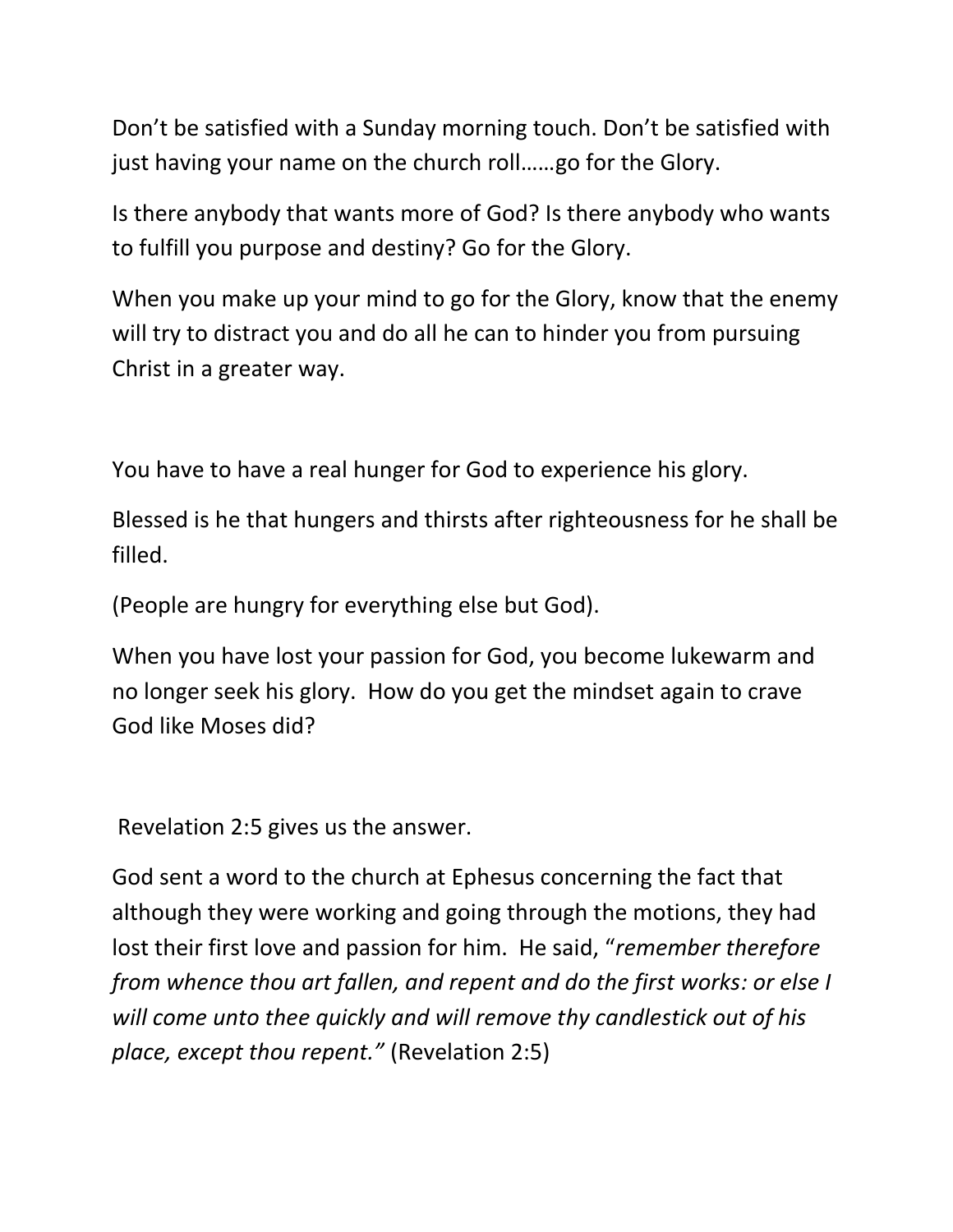Don't be satisfied with a Sunday morning touch. Don't be satisfied with just having your name on the church roll……go for the Glory.

Is there anybody that wants more of God? Is there anybody who wants to fulfill you purpose and destiny? Go for the Glory.

When you make up your mind to go for the Glory, know that the enemy will try to distract you and do all he can to hinder you from pursuing Christ in a greater way.

You have to have a real hunger for God to experience his glory.

Blessed is he that hungers and thirsts after righteousness for he shall be filled.

(People are hungry for everything else but God).

When you have lost your passion for God, you become lukewarm and no longer seek his glory. How do you get the mindset again to crave God like Moses did?

Revelation 2:5 gives us the answer.

God sent a word to the church at Ephesus concerning the fact that although they were working and going through the motions, they had lost their first love and passion for him. He said, "*remember therefore from whence thou art fallen, and repent and do the first works: or else I will come unto thee quickly and will remove thy candlestick out of his place, except thou repent."* (Revelation 2:5)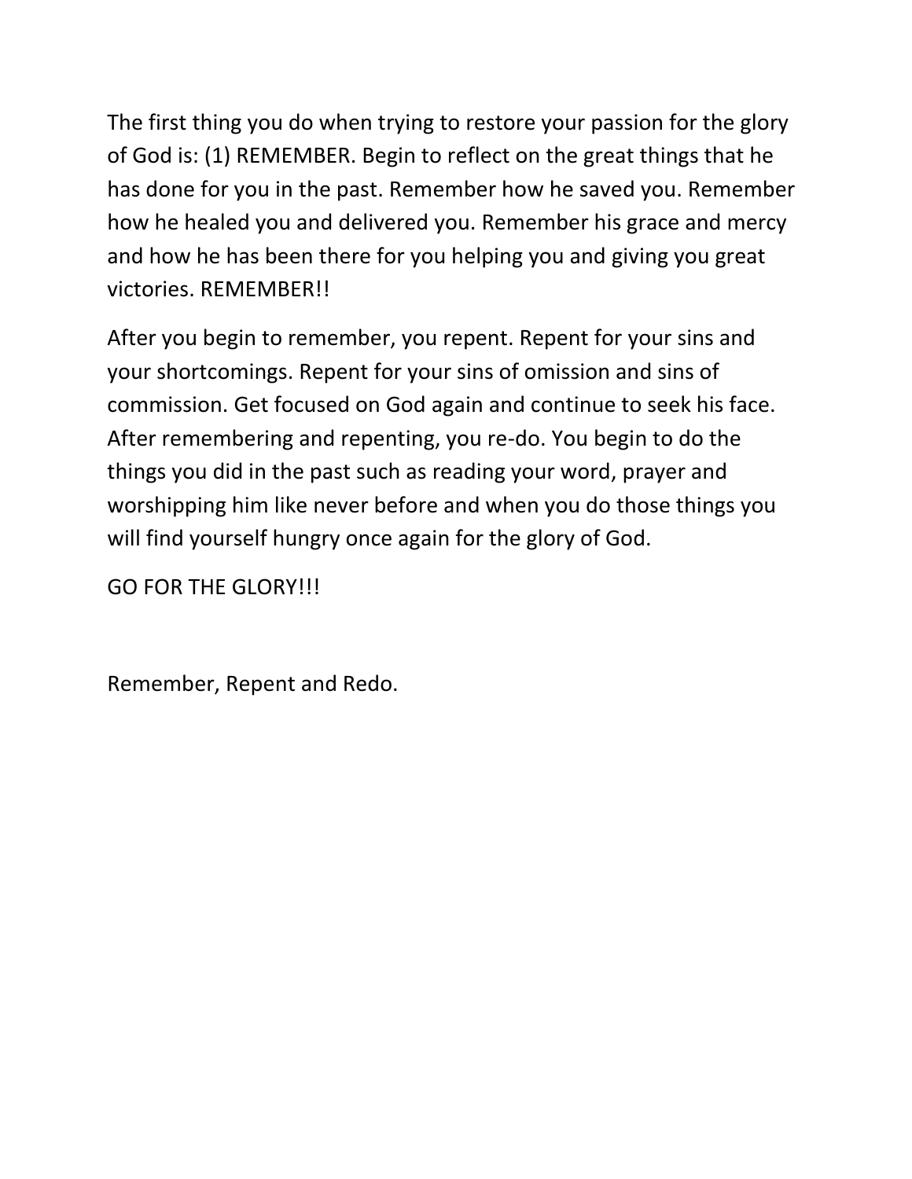The first thing you do when trying to restore your passion for the glory of God is: (1) REMEMBER. Begin to reflect on the great things that he has done for you in the past. Remember how he saved you. Remember how he healed you and delivered you. Remember his grace and mercy and how he has been there for you helping you and giving you great victories. REMEMBER!!

After you begin to remember, you repent. Repent for your sins and your shortcomings. Repent for your sins of omission and sins of commission. Get focused on God again and continue to seek his face. After remembering and repenting, you re-do. You begin to do the things you did in the past such as reading your word, prayer and worshipping him like never before and when you do those things you will find yourself hungry once again for the glory of God.

GO FOR THE GLORY!!!

Remember, Repent and Redo.